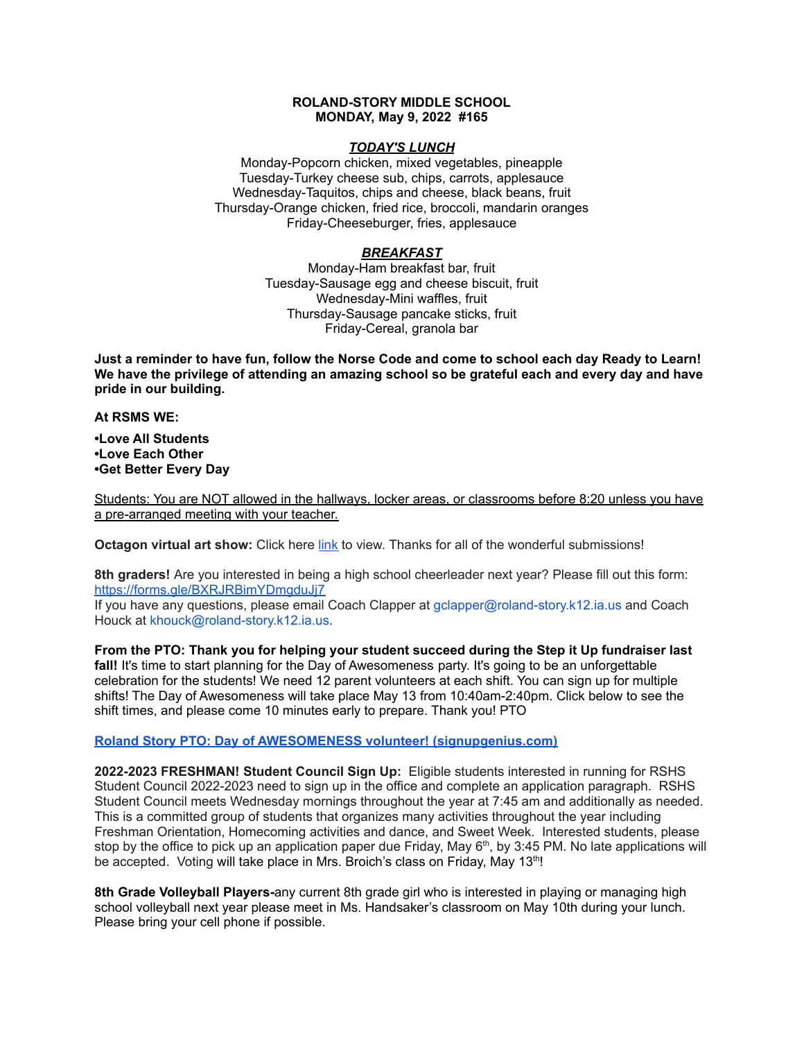**ROLAND-STORY MIDDLE SCHOOL**
**MONDAY, May 9, 2022 #165**

***TODAY'S LUNCH***

Monday-Popcorn chicken, mixed vegetables, pineapple
Tuesday-Turkey cheese sub, chips, carrots, applesauce
Wednesday-Taquitos, chips and cheese, black beans, fruit
Thursday-Orange chicken, fried rice, broccoli, mandarin oranges
Friday-Cheeseburger, fries, applesauce

***BREAKFAST***

Monday-Ham breakfast bar, fruit
Tuesday-Sausage egg and cheese biscuit, fruit
Wednesday-Mini waffles, fruit
Thursday-Sausage pancake sticks, fruit
Friday-Cereal, granola bar

**Just a reminder to have fun, follow the Norse Code and come to school each day Ready to Learn! We have the privilege of attending an amazing school so be grateful each and every day and have pride in our building.**

**At RSMS WE:**

**•Love All Students**
**•Love Each Other**
**•Get Better Every Day**

Students: You are NOT allowed in the hallways, locker areas, or classrooms before 8:20 unless you have a pre-arranged meeting with your teacher.

**Octagon virtual art show:** Click here link to view. Thanks for all of the wonderful submissions!

**8th graders!** Are you interested in being a high school cheerleader next year? Please fill out this form: https://forms.gle/BXRJRBimYDmgduJj7
If you have any questions, please email Coach Clapper at gclapper@roland-story.k12.ia.us and Coach Houck at khouck@roland-story.k12.ia.us.

**From the PTO: Thank you for helping your student succeed during the Step it Up fundraiser last fall!** It's time to start planning for the Day of Awesomeness party. It's going to be an unforgettable celebration for the students! We need 12 parent volunteers at each shift. You can sign up for multiple shifts! The Day of Awesomeness will take place May 13 from 10:40am-2:40pm. Click below to see the shift times, and please come 10 minutes early to prepare. Thank you! PTO

**Roland Story PTO: Day of AWESOMENESS volunteer! (signupgenius.com)**

**2022-2023 FRESHMAN! Student Council Sign Up:** Eligible students interested in running for RSHS Student Council 2022-2023 need to sign up in the office and complete an application paragraph. RSHS Student Council meets Wednesday mornings throughout the year at 7:45 am and additionally as needed. This is a committed group of students that organizes many activities throughout the year including Freshman Orientation, Homecoming activities and dance, and Sweet Week. Interested students, please stop by the office to pick up an application paper due Friday, May 6th, by 3:45 PM. No late applications will be accepted. Voting will take place in Mrs. Broich's class on Friday, May 13th!

**8th Grade Volleyball Players-**any current 8th grade girl who is interested in playing or managing high school volleyball next year please meet in Ms. Handsaker's classroom on May 10th during your lunch. Please bring your cell phone if possible.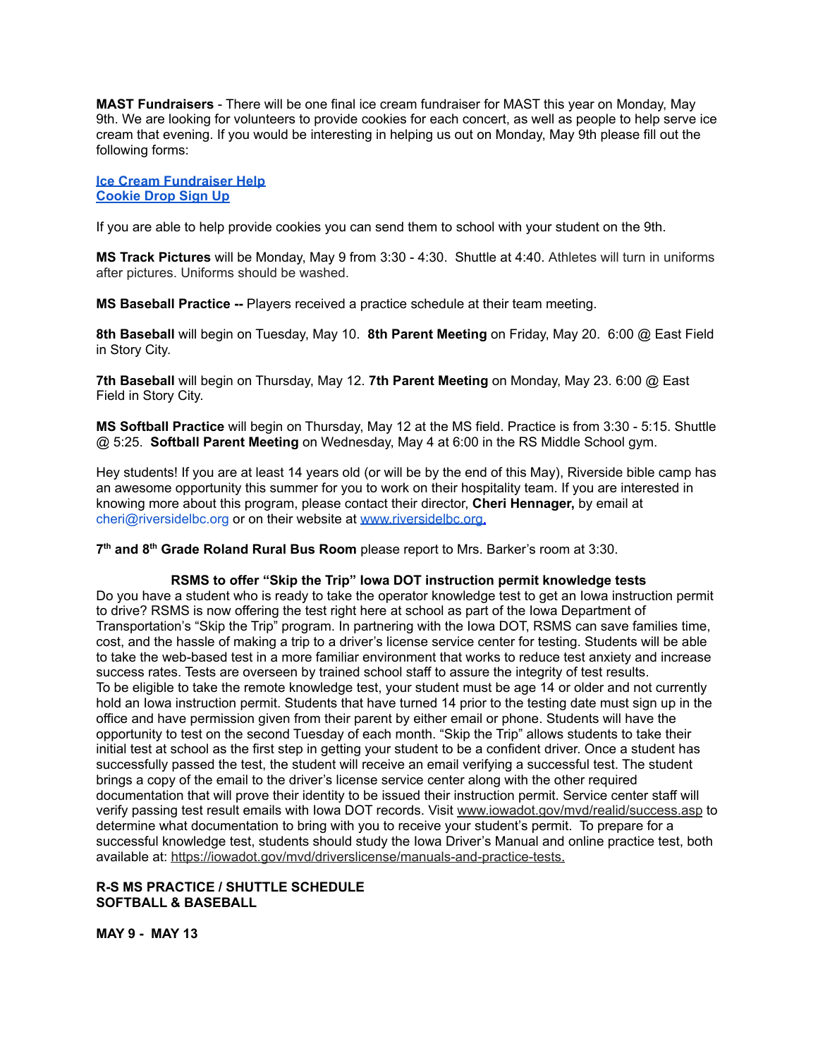**MAST Fundraisers** - There will be one final ice cream fundraiser for MAST this year on Monday, May 9th. We are looking for volunteers to provide cookies for each concert, as well as people to help serve ice cream that evening. If you would be interesting in helping us out on Monday, May 9th please fill out the following forms:

**Ice Cream Fundraiser Help**
**Cookie Drop Sign Up**

If you are able to help provide cookies you can send them to school with your student on the 9th.

**MS Track Pictures** will be Monday, May 9 from 3:30 - 4:30. Shuttle at 4:40. Athletes will turn in uniforms after pictures. Uniforms should be washed.

**MS Baseball Practice --** Players received a practice schedule at their team meeting.

**8th Baseball** will begin on Tuesday, May 10. **8th Parent Meeting** on Friday, May 20. 6:00 @ East Field in Story City.

**7th Baseball** will begin on Thursday, May 12. **7th Parent Meeting** on Monday, May 23. 6:00 @ East Field in Story City.

**MS Softball Practice** will begin on Thursday, May 12 at the MS field. Practice is from 3:30 - 5:15. Shuttle @ 5:25. **Softball Parent Meeting** on Wednesday, May 4 at 6:00 in the RS Middle School gym.

Hey students! If you are at least 14 years old (or will be by the end of this May), Riverside bible camp has an awesome opportunity this summer for you to work on their hospitality team. If you are interested in knowing more about this program, please contact their director, **Cheri Hennager,** by email at cheri@riversidelbc.org or on their website at www.riversidelbc.org.

**7th and 8th Grade Roland Rural Bus Room** please report to Mrs. Barker's room at 3:30.

**RSMS to offer "Skip the Trip" Iowa DOT instruction permit knowledge tests**

Do you have a student who is ready to take the operator knowledge test to get an Iowa instruction permit to drive? RSMS is now offering the test right here at school as part of the Iowa Department of Transportation's "Skip the Trip" program. In partnering with the Iowa DOT, RSMS can save families time, cost, and the hassle of making a trip to a driver's license service center for testing. Students will be able to take the web-based test in a more familiar environment that works to reduce test anxiety and increase success rates. Tests are overseen by trained school staff to assure the integrity of test results.

To be eligible to take the remote knowledge test, your student must be age 14 or older and not currently hold an Iowa instruction permit. Students that have turned 14 prior to the testing date must sign up in the office and have permission given from their parent by either email or phone. Students will have the opportunity to test on the second Tuesday of each month. "Skip the Trip" allows students to take their initial test at school as the first step in getting your student to be a confident driver. Once a student has successfully passed the test, the student will receive an email verifying a successful test. The student brings a copy of the email to the driver's license service center along with the other required documentation that will prove their identity to be issued their instruction permit. Service center staff will verify passing test result emails with Iowa DOT records. Visit www.iowadot.gov/mvd/realid/success.asp to determine what documentation to bring with you to receive your student's permit. To prepare for a successful knowledge test, students should study the Iowa Driver's Manual and online practice test, both available at: https://iowadot.gov/mvd/driverslicense/manuals-and-practice-tests.

**R-S MS PRACTICE / SHUTTLE SCHEDULE**
**SOFTBALL & BASEBALL**

**MAY 9 - MAY 13**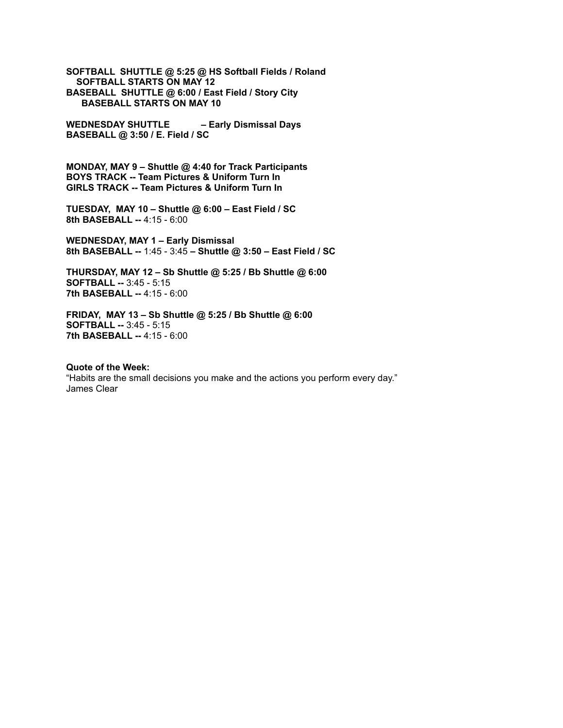**SOFTBALL SHUTTLE @ 5:25 @ HS Softball Fields / Roland**
**SOFTBALL STARTS ON MAY 12**
**BASEBALL SHUTTLE @ 6:00 / East Field / Story City**
**BASEBALL STARTS ON MAY 10**

**WEDNESDAY SHUTTLE – Early Dismissal Days**
**BASEBALL @ 3:50 / E. Field / SC**

**MONDAY, MAY 9 – Shuttle @ 4:40 for Track Participants**
**BOYS TRACK -- Team Pictures & Uniform Turn In**
**GIRLS TRACK -- Team Pictures & Uniform Turn In**

**TUESDAY, MAY 10 – Shuttle @ 6:00 – East Field / SC**
**8th BASEBALL --** 4:15 - 6:00

**WEDNESDAY, MAY 1 – Early Dismissal**
**8th BASEBALL --** 1:45 - 3:45 **– Shuttle @ 3:50 – East Field / SC**

**THURSDAY, MAY 12 – Sb Shuttle @ 5:25 / Bb Shuttle @ 6:00**
**SOFTBALL --** 3:45 - 5:15
**7th BASEBALL --** 4:15 - 6:00

**FRIDAY, MAY 13 – Sb Shuttle @ 5:25 / Bb Shuttle @ 6:00**
**SOFTBALL --** 3:45 - 5:15
**7th BASEBALL --** 4:15 - 6:00

**Quote of the Week:**
"Habits are the small decisions you make and the actions you perform every day."
James Clear